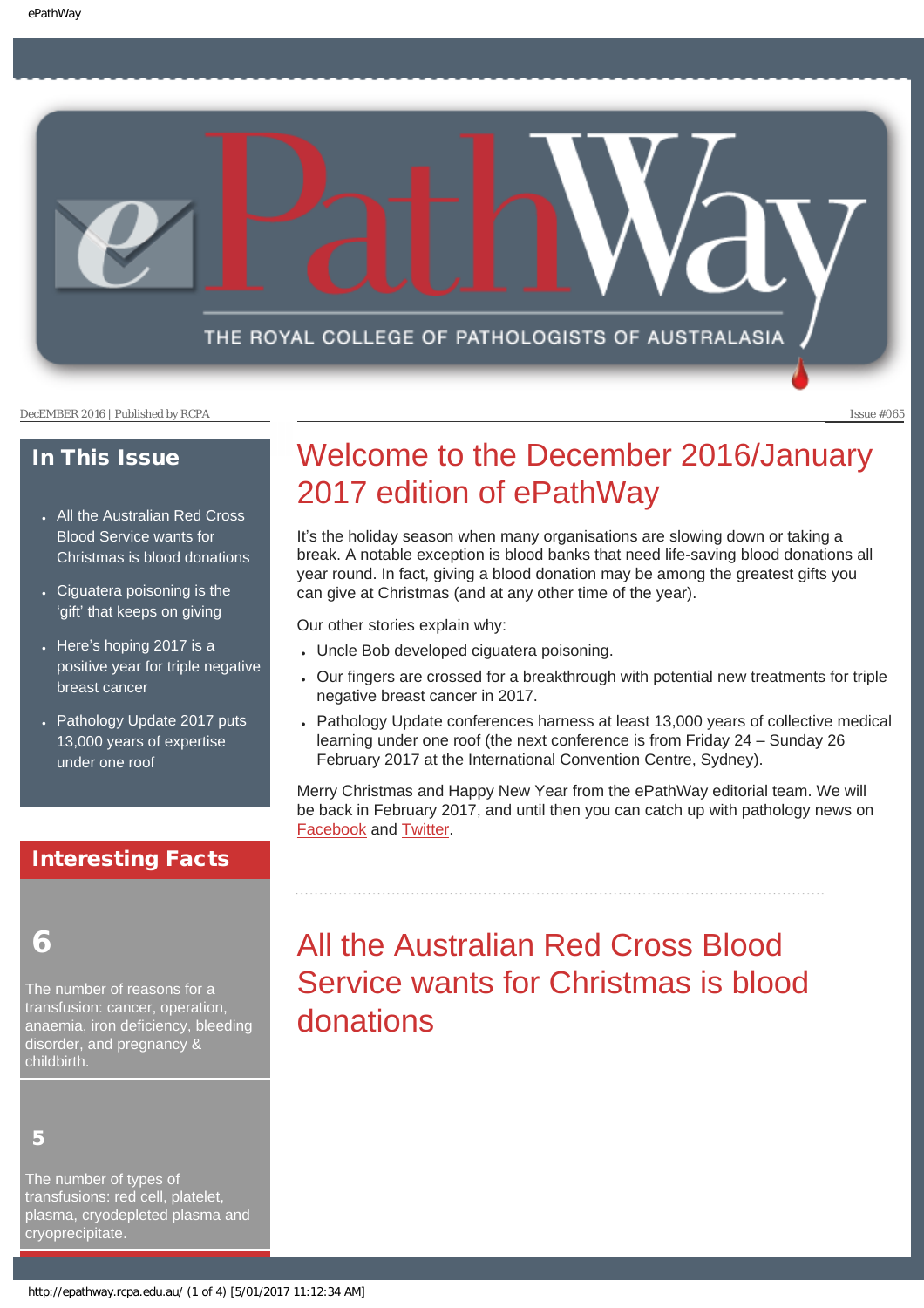# ePathWay

THE ROYAL COLLEGE OF PATHOLOGISTS OF AUSTRALASIA

DecEMBER 2016 | Published by RCPA

Issue #065

## In This Issue

- All the Australian Red Cross Blood Service wants for Christmas is blood donations
- Ciguatera poisoning is the 'gift' that keeps on giving
- Here's hoping 2017 is a positive year for triple negative breast cancer
- Pathology Update 2017 puts 13,000 years of expertise under one roof

## Interesting Facts

**6**

The number of reasons for a transfusion: cancer, operation, anaemia, iron deficiency, bleeding disorder, and pregnancy & childbirth.

**5**

The number of types of transfusions: red cell, platelet, plasma, cryodepleted plasma and cryoprecipitate.

# Welcome to the December 2016/January 2017 edition of ePathWay

It's the holiday season when many organisations are slowing down or taking a break. A notable exception is blood banks that need life-saving blood donations all year round. In fact, giving a blood donation may be among the greatest gifts you can give at Christmas (and at any other time of the year).

Our other stories explain why:

- Uncle Bob developed ciguatera poisoning.
- Our fingers are crossed for a breakthrough with potential new treatments for triple negative breast cancer in 2017.
- Pathology Update conferences harness at least 13,000 years of collective medical learning under one roof (the next conference is from Friday 24 – Sunday 26 February 2017 at the International Convention Centre, Sydney).

Merry Christmas and Happy New Year from the ePathWay editorial team. We will be back in February 2017, and until then you can catch up with pathology news on [Facebook] and [Twitter].

# All the Australian Red Cross Blood Service wants for Christmas is blood donations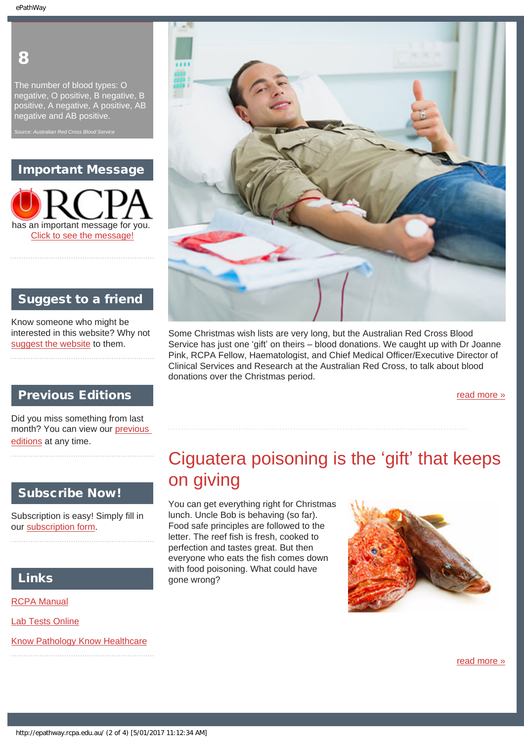**8**

The number of blood types: O negative, O positive, B negative, B positive, A negative, A positive, AB negative and AB positive.

*Source: Australian Red Cross Blood Service*

## Important Message

RCPA has an important message for you.
Click to see the message!

## Suggest to a friend

Know someone who might be interested in this website? Why not suggest the website to them.

## Previous Editions

Did you miss something from last month? You can view our previous editions at any time.

## Subscribe Now!

Subscription is easy! Simply fill in our subscription form.

## Links

RCPA Manual

Lab Tests Online

Know Pathology Know Healthcare

Some Christmas wish lists are very long, but the Australian Red Cross Blood Service has just one 'gift' on theirs – blood donations. We caught up with Dr Joanne Pink, RCPA Fellow, Haematologist, and Chief Medical Officer/Executive Director of Clinical Services and Research at the Australian Red Cross, to talk about blood donations over the Christmas period.

read more »

## Ciguatera poisoning is the 'gift' that keeps on giving

You can get everything right for Christmas lunch. Uncle Bob is behaving (so far). Food safe principles are followed to the letter. The reef fish is fresh, cooked to perfection and tastes great. But then everyone who eats the fish comes down with food poisoning. What could have gone wrong?

read more »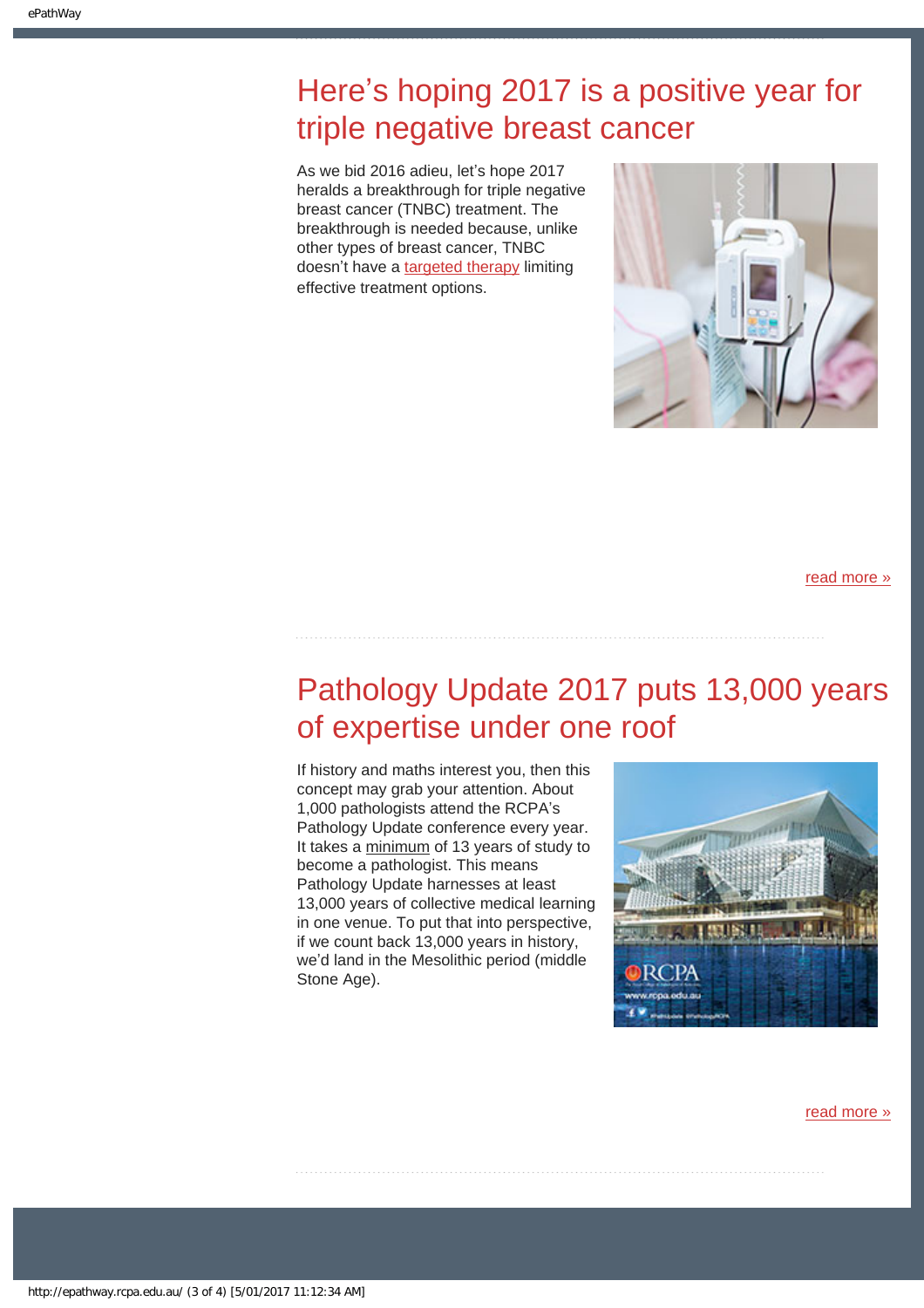# Here's hoping 2017 is a positive year for triple negative breast cancer

As we bid 2016 adieu, let's hope 2017 heralds a breakthrough for triple negative breast cancer (TNBC) treatment. The breakthrough is needed because, unlike other types of breast cancer, TNBC doesn't have a targeted therapy limiting effective treatment options.

read more »

# Pathology Update 2017 puts 13,000 years of expertise under one roof

If history and maths interest you, then this concept may grab your attention. About 1,000 pathologists attend the RCPA's Pathology Update conference every year. It takes a minimum of 13 years of study to become a pathologist. This means Pathology Update harnesses at least 13,000 years of collective medical learning in one venue. To put that into perspective, if we count back 13,000 years in history, we'd land in the Mesolithic period (middle Stone Age).

read more »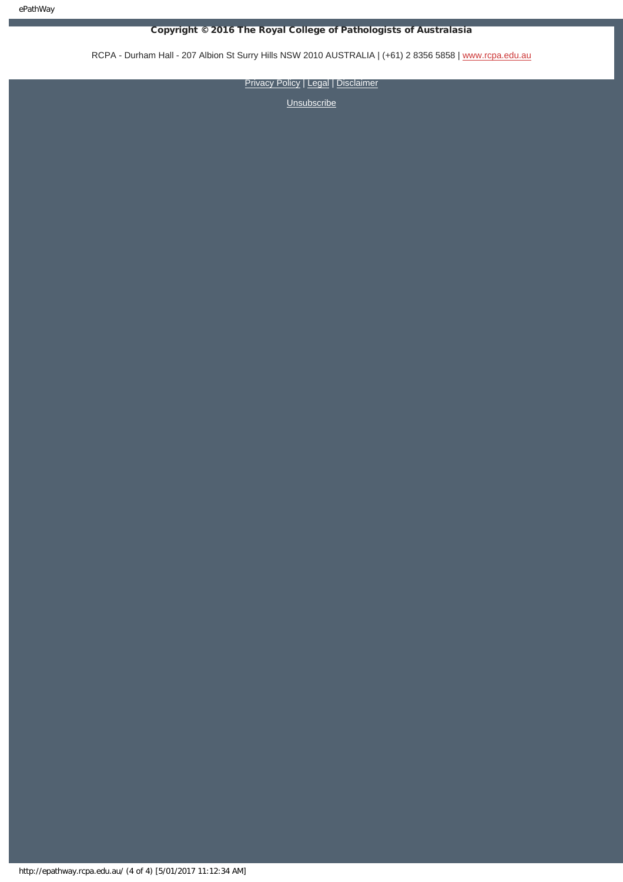**Copyright © 2016 The Royal College of Pathologists of Australasia**

RCPA - Durham Hall - 207 Albion St Surry Hills NSW 2010 AUSTRALIA | (+61) 2 8356 5858 | www.rcpa.edu.au

Privacy Policy | Legal | Disclaimer

Unsubscribe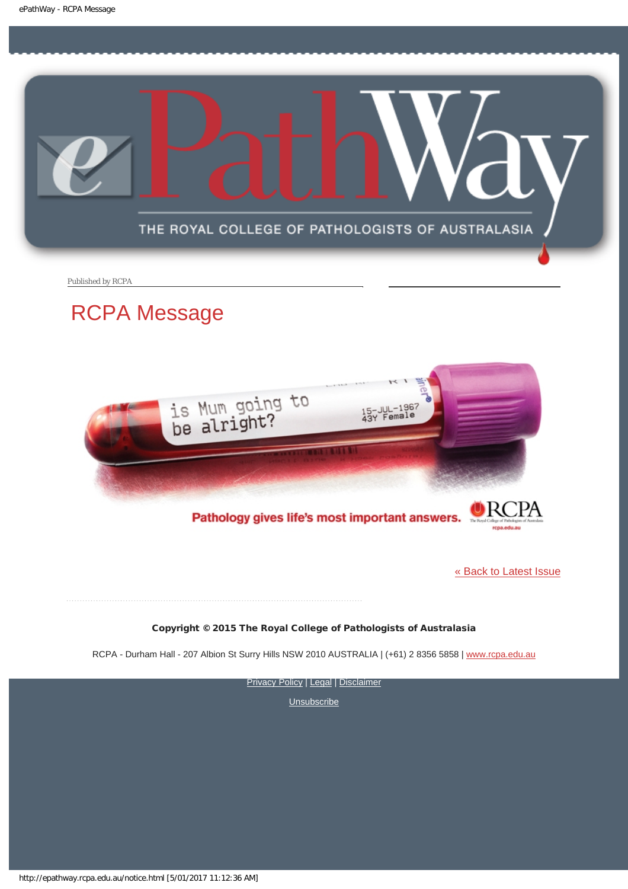Published by RCPA

# RCPA Message

[« Back to Latest Issue](http://epathway.rcpa.edu.au/)

**Copyright © 2015 The Royal College of Pathologists of Australasia**

RCPA - Durham Hall - 207 Albion St Surry Hills NSW 2010 AUSTRALIA | (+61) 2 8356 5858 | [www.rcpa.edu.au](http://www.rcpa.edu.au)

Privacy Policy | Legal | Disclaimer

Unsubscribe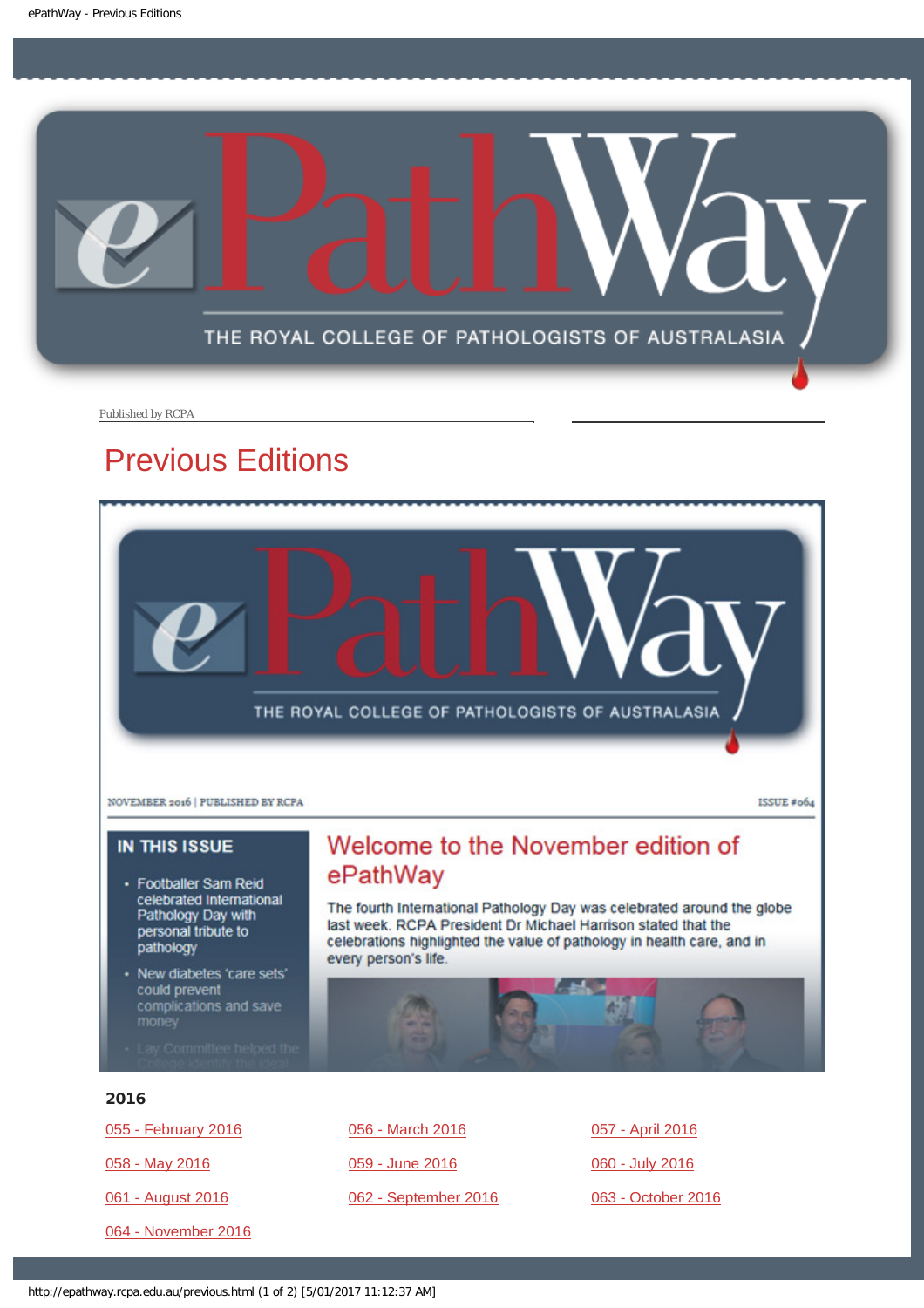Published by RCPA

# Previous Editions

NOVEMBER 2016 | PUBLISHED BY RCPA

ISSUE #064

**IN THIS ISSUE**

- Footballer Sam Reid celebrated International Pathology Day with personal tribute to pathology
- New diabetes 'care sets' could prevent complications and save money
- Lay Committee helped the College identify the ideal

## Welcome to the November edition of ePathWay

The fourth International Pathology Day was celebrated around the globe last week. RCPA President Dr Michael Harrison stated that the celebrations highlighted the value of pathology in health care, and in every person's life.

### 2016

055 - February 2016

056 - March 2016

057 - April 2016

058 - May 2016

059 - June 2016

060 - July 2016

061 - August 2016

062 - September 2016

063 - October 2016

064 - November 2016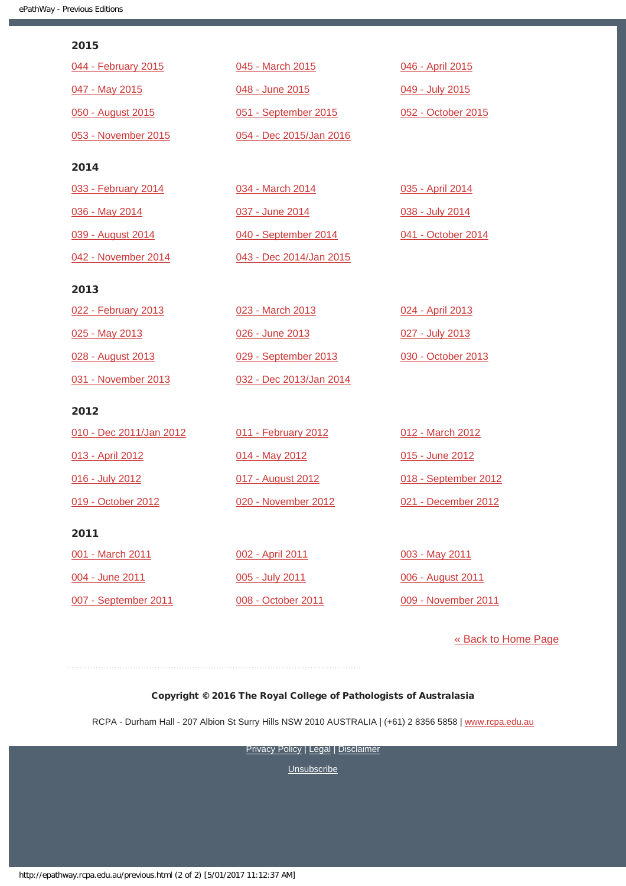## 2015

- 044 - February 2015
- 045 - March 2015
- 046 - April 2015
- 047 - May 2015
- 048 - June 2015
- 049 - July 2015
- 050 - August 2015
- 051 - September 2015
- 052 - October 2015
- 053 - November 2015
- 054 - Dec 2015/Jan 2016

## 2014

- 033 - February 2014
- 034 - March 2014
- 035 - April 2014
- 036 - May 2014
- 037 - June 2014
- 038 - July 2014
- 039 - August 2014
- 040 - September 2014
- 041 - October 2014
- 042 - November 2014
- 043 - Dec 2014/Jan 2015

## 2013

- 022 - February 2013
- 023 - March 2013
- 024 - April 2013
- 025 - May 2013
- 026 - June 2013
- 027 - July 2013
- 028 - August 2013
- 029 - September 2013
- 030 - October 2013
- 031 - November 2013
- 032 - Dec 2013/Jan 2014

## 2012

- 010 - Dec 2011/Jan 2012
- 011 - February 2012
- 012 - March 2012
- 013 - April 2012
- 014 - May 2012
- 015 - June 2012
- 016 - July 2012
- 017 - August 2012
- 018 - September 2012
- 019 - October 2012
- 020 - November 2012
- 021 - December 2012

## 2011

- 001 - March 2011
- 002 - April 2011
- 003 - May 2011
- 004 - June 2011
- 005 - July 2011
- 006 - August 2011
- 007 - September 2011
- 008 - October 2011
- 009 - November 2011

« Back to Home Page

**Copyright © 2016 The Royal College of Pathologists of Australasia**

RCPA - Durham Hall - 207 Albion St Surry Hills NSW 2010 AUSTRALIA | (+61) 2 8356 5858 | www.rcpa.edu.au

Privacy Policy | Legal | Disclaimer

Unsubscribe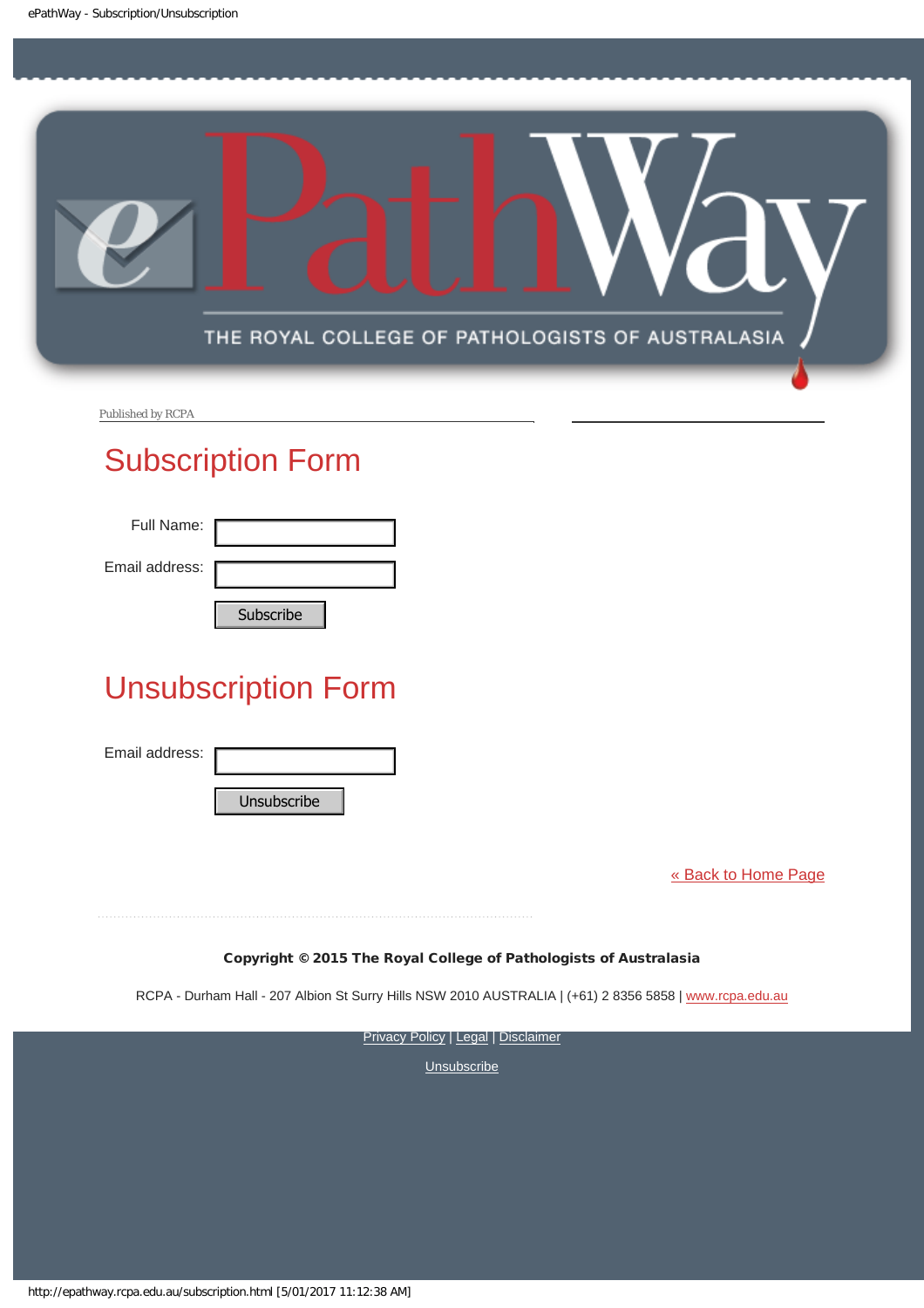Published by RCPA

## Subscription Form

Full Name:

Email address:

Subscribe

## Unsubscription Form

Email address:

Unsubscribe

« Back to Home Page

**Copyright © 2015 The Royal College of Pathologists of Australasia**

RCPA - Durham Hall - 207 Albion St Surry Hills NSW 2010 AUSTRALIA | (+61) 2 8356 5858 | www.rcpa.edu.au

Privacy Policy | Legal | Disclaimer

Unsubscribe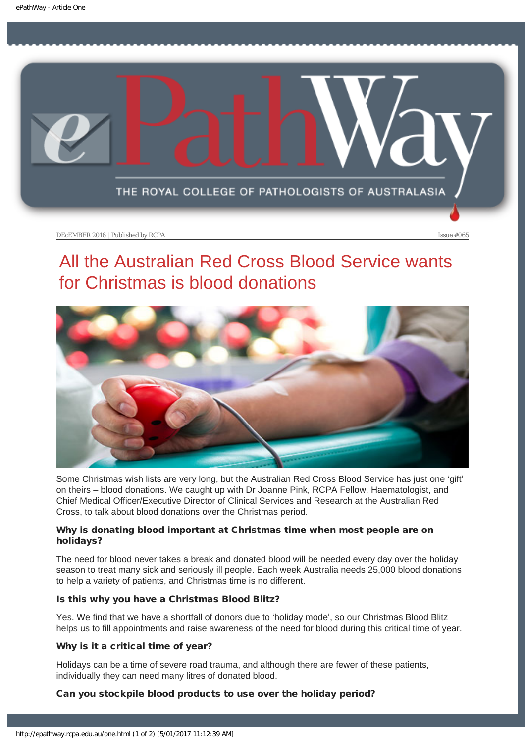DEcEMBER 2016 | Published by RCPA Issue #065

# All the Australian Red Cross Blood Service wants for Christmas is blood donations

Some Christmas wish lists are very long, but the Australian Red Cross Blood Service has just one ‘gift’ on theirs – blood donations. We caught up with Dr Joanne Pink, RCPA Fellow, Haematologist, and Chief Medical Officer/Executive Director of Clinical Services and Research at the Australian Red Cross, to talk about blood donations over the Christmas period.

**Why is donating blood important at Christmas time when most people are on holidays?**

The need for blood never takes a break and donated blood will be needed every day over the holiday season to treat many sick and seriously ill people. Each week Australia needs 25,000 blood donations to help a variety of patients, and Christmas time is no different.

**Is this why you have a Christmas Blood Blitz?**

Yes. We find that we have a shortfall of donors due to ‘holiday mode’, so our Christmas Blood Blitz helps us to fill appointments and raise awareness of the need for blood during this critical time of year.

**Why is it a critical time of year?**

Holidays can be a time of severe road trauma, and although there are fewer of these patients, individually they can need many litres of donated blood.

**Can you stockpile blood products to use over the holiday period?**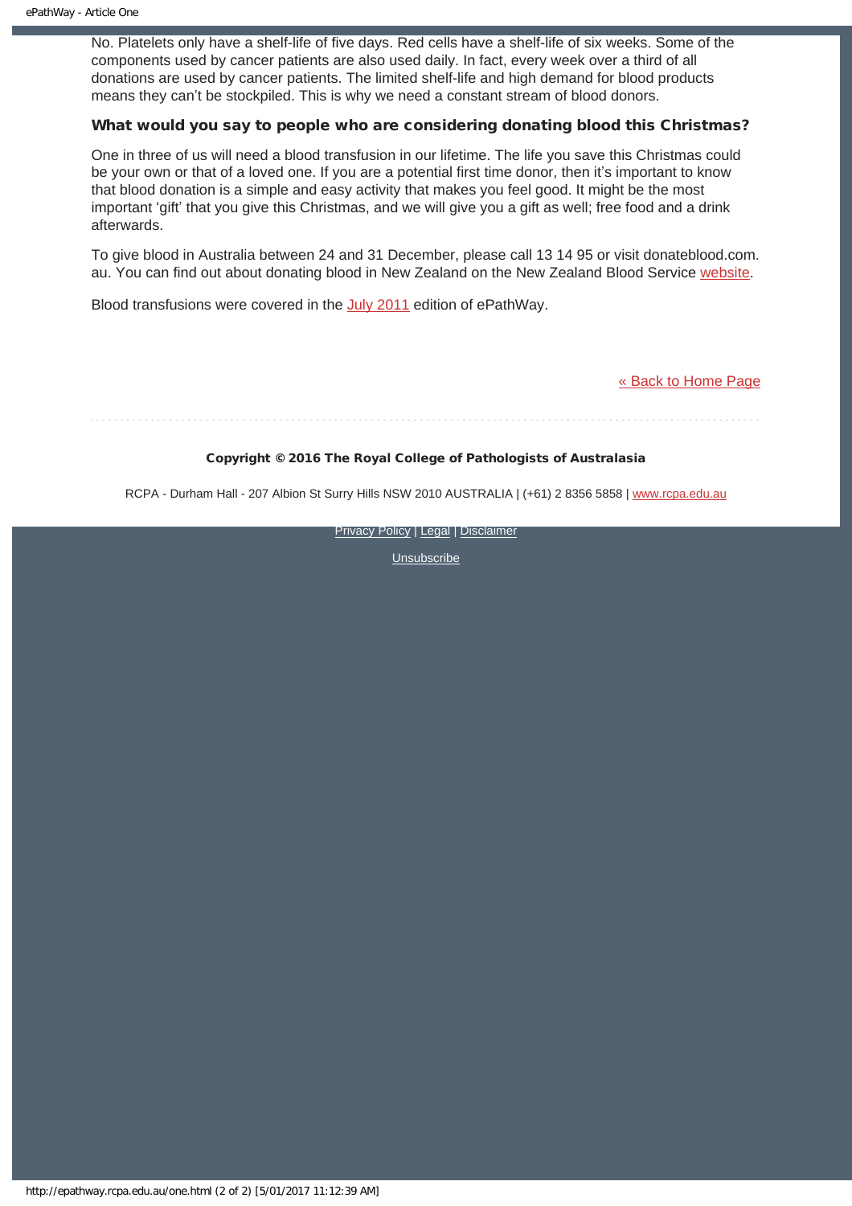No. Platelets only have a shelf-life of five days. Red cells have a shelf-life of six weeks. Some of the components used by cancer patients are also used daily. In fact, every week over a third of all donations are used by cancer patients. The limited shelf-life and high demand for blood products means they can't be stockpiled. This is why we need a constant stream of blood donors.

### What would you say to people who are considering donating blood this Christmas?

One in three of us will need a blood transfusion in our lifetime. The life you save this Christmas could be your own or that of a loved one. If you are a potential first time donor, then it's important to know that blood donation is a simple and easy activity that makes you feel good. It might be the most important 'gift' that you give this Christmas, and we will give you a gift as well; free food and a drink afterwards.

To give blood in Australia between 24 and 31 December, please call 13 14 95 or visit donateblood.com.au. You can find out about donating blood in New Zealand on the New Zealand Blood Service website.

Blood transfusions were covered in the July 2011 edition of ePathWay.

« Back to Home Page

**Copyright © 2016 The Royal College of Pathologists of Australasia**

RCPA - Durham Hall - 207 Albion St Surry Hills NSW 2010 AUSTRALIA | (+61) 2 8356 5858 | www.rcpa.edu.au

Privacy Policy | Legal | Disclaimer

Unsubscribe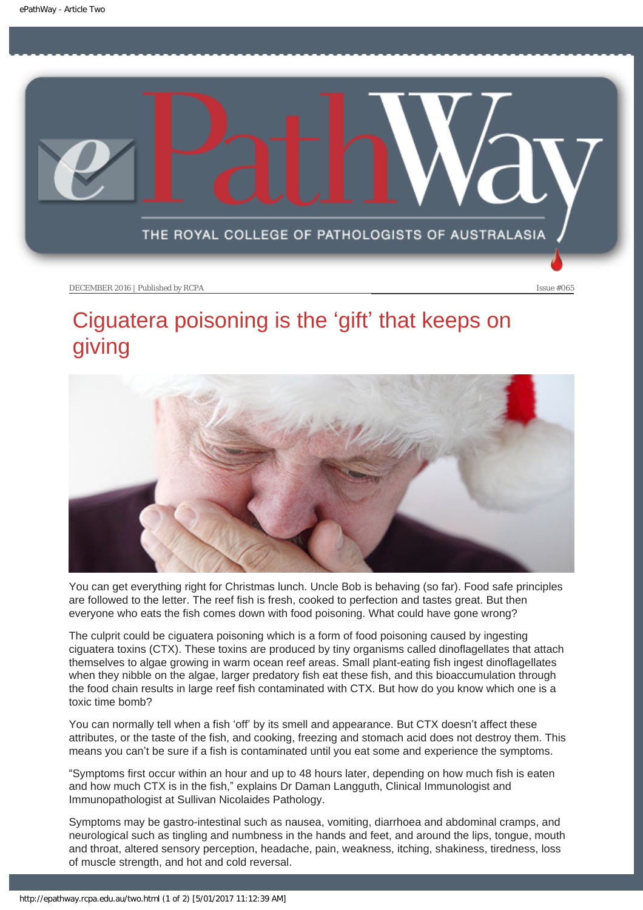# Ciguatera poisoning is the 'gift' that keeps on giving

You can get everything right for Christmas lunch. Uncle Bob is behaving (so far). Food safe principles are followed to the letter. The reef fish is fresh, cooked to perfection and tastes great. But then everyone who eats the fish comes down with food poisoning. What could have gone wrong?

The culprit could be ciguatera poisoning which is a form of food poisoning caused by ingesting ciguatera toxins (CTX). These toxins are produced by tiny organisms called dinoflagellates that attach themselves to algae growing in warm ocean reef areas. Small plant-eating fish ingest dinoflagellates when they nibble on the algae, larger predatory fish eat these fish, and this bioaccumulation through the food chain results in large reef fish contaminated with CTX. But how do you know which one is a toxic time bomb?

You can normally tell when a fish 'off' by its smell and appearance. But CTX doesn't affect these attributes, or the taste of the fish, and cooking, freezing and stomach acid does not destroy them. This means you can't be sure if a fish is contaminated until you eat some and experience the symptoms.

"Symptoms first occur within an hour and up to 48 hours later, depending on how much fish is eaten and how much CTX is in the fish," explains Dr Daman Langguth, Clinical Immunologist and Immunopathologist at Sullivan Nicolaides Pathology.

Symptoms may be gastro-intestinal such as nausea, vomiting, diarrhoea and abdominal cramps, and neurological such as tingling and numbness in the hands and feet, and around the lips, tongue, mouth and throat, altered sensory perception, headache, pain, weakness, itching, shakiness, tiredness, loss of muscle strength, and hot and cold reversal.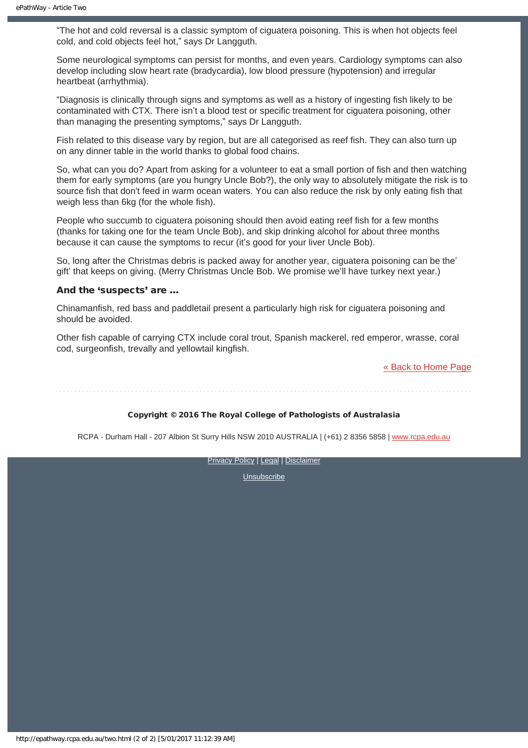“The hot and cold reversal is a classic symptom of ciguatera poisoning. This is when hot objects feel cold, and cold objects feel hot,” says Dr Langguth.

Some neurological symptoms can persist for months, and even years. Cardiology symptoms can also develop including slow heart rate (bradycardia), low blood pressure (hypotension) and irregular heartbeat (arrhythmia).

“Diagnosis is clinically through signs and symptoms as well as a history of ingesting fish likely to be contaminated with CTX. There isn’t a blood test or specific treatment for ciguatera poisoning, other than managing the presenting symptoms,” says Dr Langguth.

Fish related to this disease vary by region, but are all categorised as reef fish. They can also turn up on any dinner table in the world thanks to global food chains.

So, what can you do? Apart from asking for a volunteer to eat a small portion of fish and then watching them for early symptoms (are you hungry Uncle Bob?), the only way to absolutely mitigate the risk is to source fish that don't feed in warm ocean waters. You can also reduce the risk by only eating fish that weigh less than 6kg (for the whole fish).

People who succumb to ciguatera poisoning should then avoid eating reef fish for a few months (thanks for taking one for the team Uncle Bob), and skip drinking alcohol for about three months because it can cause the symptoms to recur (it’s good for your liver Uncle Bob).

So, long after the Christmas debris is packed away for another year, ciguatera poisoning can be the’ gift’ that keeps on giving. (Merry Christmas Uncle Bob. We promise we’ll have turkey next year.)

### And the ‘suspects’ are ...

Chinamanfish, red bass and paddletail present a particularly high risk for ciguatera poisoning and should be avoided.

Other fish capable of carrying CTX include coral trout, Spanish mackerel, red emperor, wrasse, coral cod, surgeonfish, trevally and yellowtail kingfish.

« Back to Home Page

**Copyright © 2016 The Royal College of Pathologists of Australasia**

RCPA - Durham Hall - 207 Albion St Surry Hills NSW 2010 AUSTRALIA | (+61) 2 8356 5858 | www.rcpa.edu.au

Privacy Policy | Legal | Disclaimer

Unsubscribe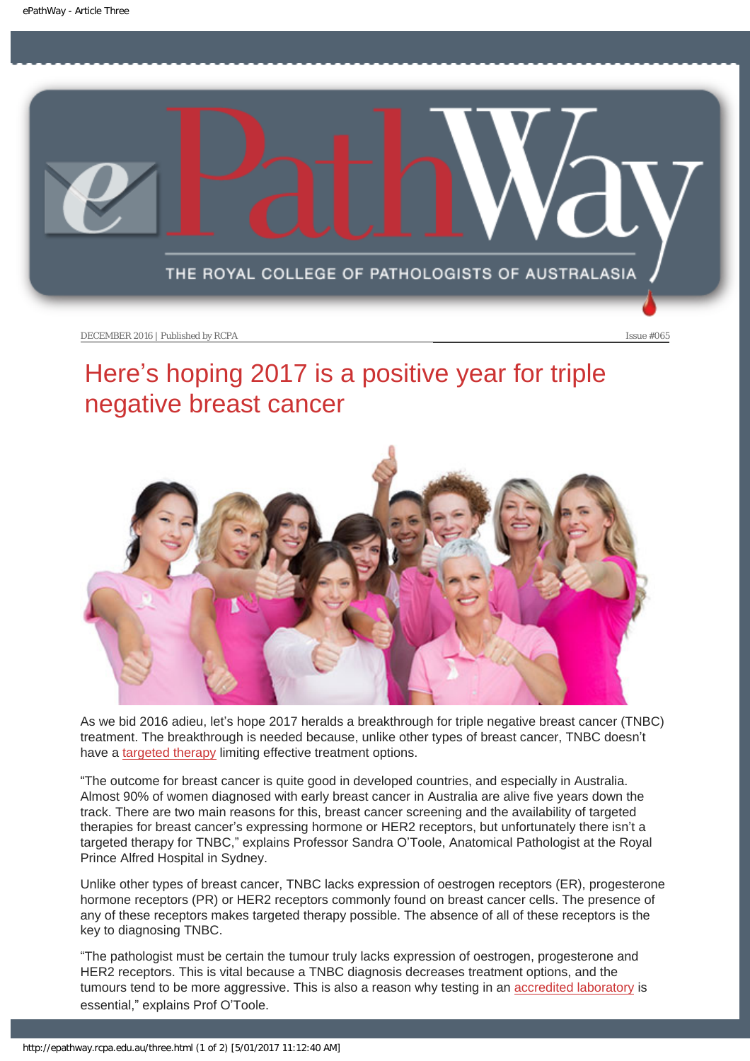# Here's hoping 2017 is a positive year for triple negative breast cancer

As we bid 2016 adieu, let's hope 2017 heralds a breakthrough for triple negative breast cancer (TNBC) treatment. The breakthrough is needed because, unlike other types of breast cancer, TNBC doesn't have a targeted therapy limiting effective treatment options.

"The outcome for breast cancer is quite good in developed countries, and especially in Australia. Almost 90% of women diagnosed with early breast cancer in Australia are alive five years down the track. There are two main reasons for this, breast cancer screening and the availability of targeted therapies for breast cancer's expressing hormone or HER2 receptors, but unfortunately there isn't a targeted therapy for TNBC," explains Professor Sandra O'Toole, Anatomical Pathologist at the Royal Prince Alfred Hospital in Sydney.

Unlike other types of breast cancer, TNBC lacks expression of oestrogen receptors (ER), progesterone hormone receptors (PR) or HER2 receptors commonly found on breast cancer cells. The presence of any of these receptors makes targeted therapy possible. The absence of all of these receptors is the key to diagnosing TNBC.

"The pathologist must be certain the tumour truly lacks expression of oestrogen, progesterone and HER2 receptors. This is vital because a TNBC diagnosis decreases treatment options, and the tumours tend to be more aggressive. This is also a reason why testing in an accredited laboratory is essential," explains Prof O'Toole.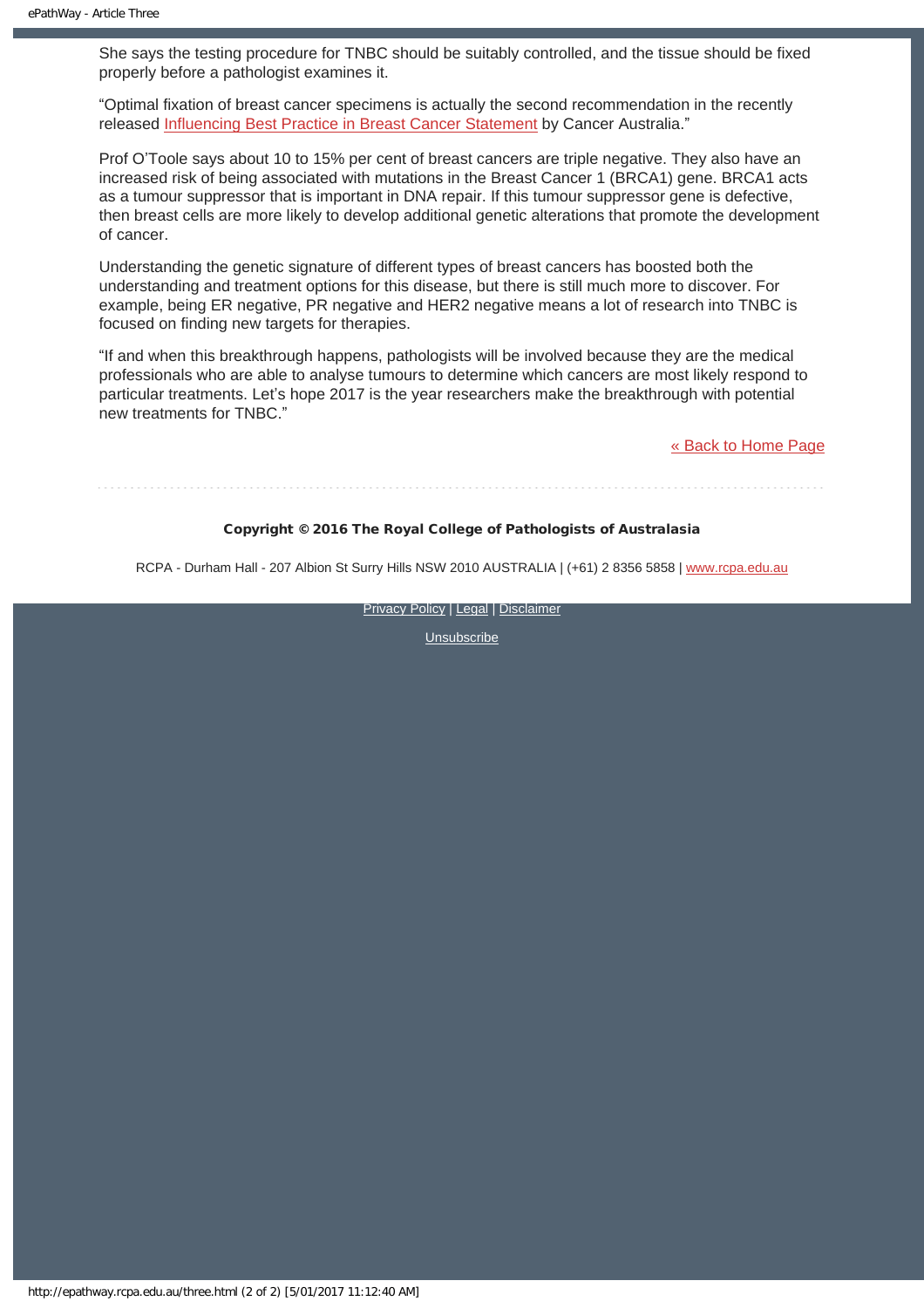She says the testing procedure for TNBC should be suitably controlled, and the tissue should be fixed properly before a pathologist examines it.

“Optimal fixation of breast cancer specimens is actually the second recommendation in the recently released Influencing Best Practice in Breast Cancer Statement by Cancer Australia.”

Prof O’Toole says about 10 to 15% per cent of breast cancers are triple negative. They also have an increased risk of being associated with mutations in the Breast Cancer 1 (BRCA1) gene. BRCA1 acts as a tumour suppressor that is important in DNA repair. If this tumour suppressor gene is defective, then breast cells are more likely to develop additional genetic alterations that promote the development of cancer.

Understanding the genetic signature of different types of breast cancers has boosted both the understanding and treatment options for this disease, but there is still much more to discover. For example, being ER negative, PR negative and HER2 negative means a lot of research into TNBC is focused on finding new targets for therapies.

“If and when this breakthrough happens, pathologists will be involved because they are the medical professionals who are able to analyse tumours to determine which cancers are most likely respond to particular treatments. Let’s hope 2017 is the year researchers make the breakthrough with potential new treatments for TNBC.”

« Back to Home Page

---

**Copyright © 2016 The Royal College of Pathologists of Australasia**

RCPA - Durham Hall - 207 Albion St Surry Hills NSW 2010 AUSTRALIA | (+61) 2 8356 5858 | www.rcpa.edu.au

Privacy Policy | Legal | Disclaimer

Unsubscribe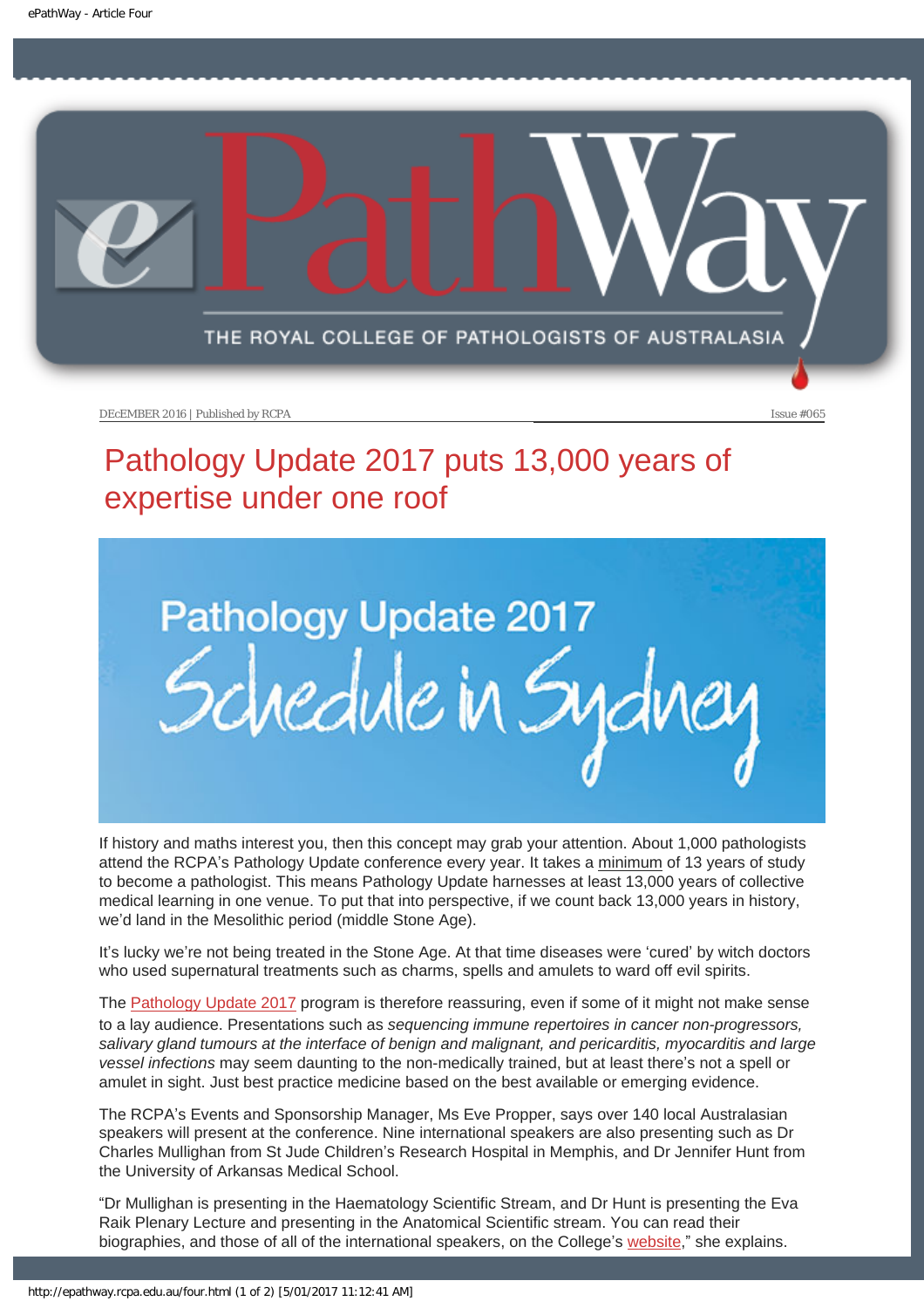# Pathology Update 2017 puts 13,000 years of expertise under one roof

If history and maths interest you, then this concept may grab your attention. About 1,000 pathologists attend the RCPA's Pathology Update conference every year. It takes a minimum of 13 years of study to become a pathologist. This means Pathology Update harnesses at least 13,000 years of collective medical learning in one venue. To put that into perspective, if we count back 13,000 years in history, we'd land in the Mesolithic period (middle Stone Age).

It's lucky we're not being treated in the Stone Age. At that time diseases were 'cured' by witch doctors who used supernatural treatments such as charms, spells and amulets to ward off evil spirits.

The Pathology Update 2017 program is therefore reassuring, even if some of it might not make sense to a lay audience. Presentations such as *sequencing immune repertoires in cancer non-progressors, salivary gland tumours at the interface of benign and malignant, and pericarditis, myocarditis and large vessel infections* may seem daunting to the non-medically trained, but at least there's not a spell or amulet in sight. Just best practice medicine based on the best available or emerging evidence.

The RCPA's Events and Sponsorship Manager, Ms Eve Propper, says over 140 local Australasian speakers will present at the conference. Nine international speakers are also presenting such as Dr Charles Mulligan from St Jude Children's Research Hospital in Memphis, and Dr Jennifer Hunt from the University of Arkansas Medical School.

"Dr Mulligan is presenting in the Haematology Scientific Stream, and Dr Hunt is presenting the Eva Raik Plenary Lecture and presenting in the Anatomical Scientific stream. You can read their biographies, and those of all of the international speakers, on the College's website," she explains.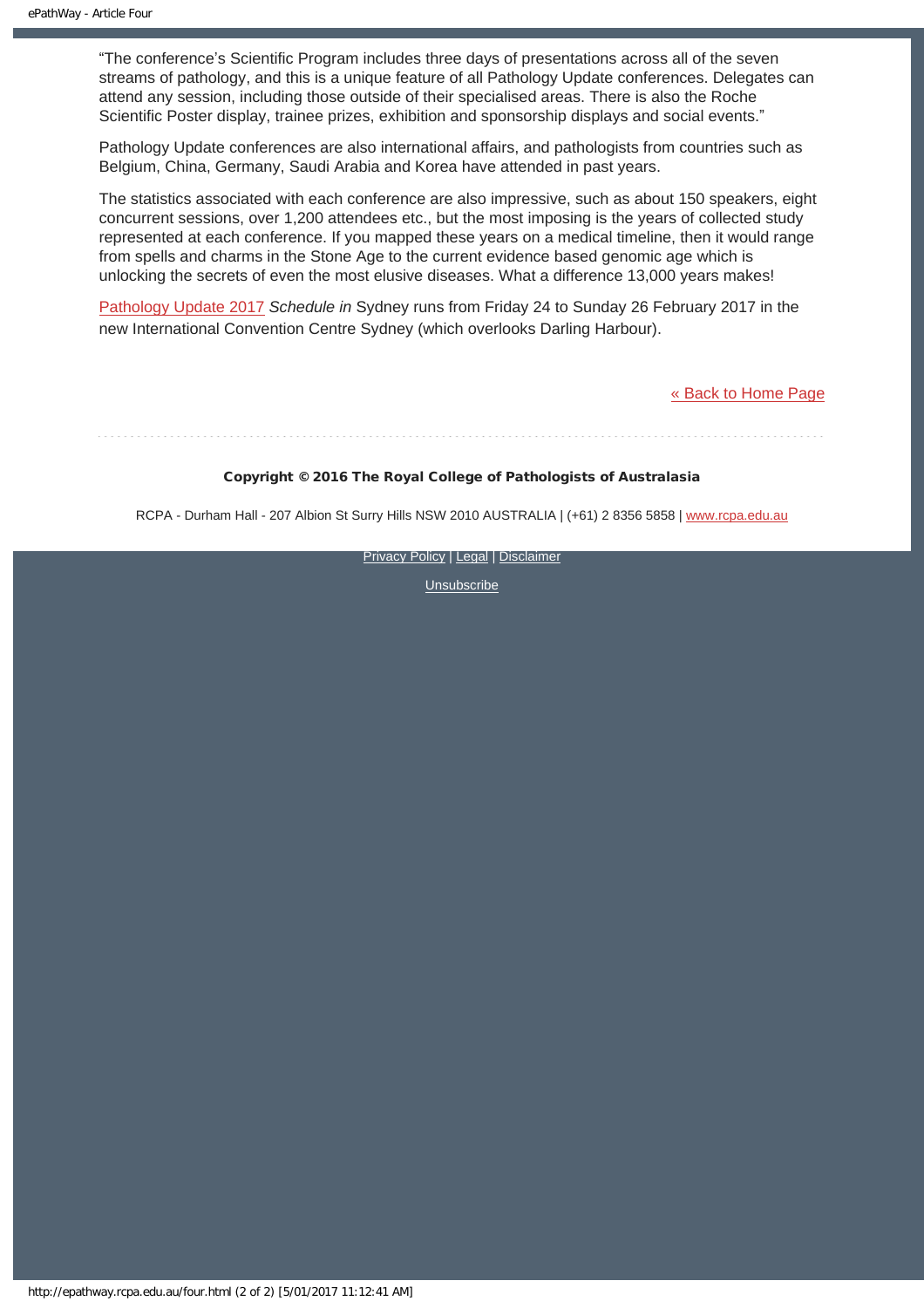"The conference's Scientific Program includes three days of presentations across all of the seven streams of pathology, and this is a unique feature of all Pathology Update conferences. Delegates can attend any session, including those outside of their specialised areas. There is also the Roche Scientific Poster display, trainee prizes, exhibition and sponsorship displays and social events."

Pathology Update conferences are also international affairs, and pathologists from countries such as Belgium, China, Germany, Saudi Arabia and Korea have attended in past years.

The statistics associated with each conference are also impressive, such as about 150 speakers, eight concurrent sessions, over 1,200 attendees etc., but the most imposing is the years of collected study represented at each conference. If you mapped these years on a medical timeline, then it would range from spells and charms in the Stone Age to the current evidence based genomic age which is unlocking the secrets of even the most elusive diseases. What a difference 13,000 years makes!

Pathology Update 2017 *Schedule in* Sydney runs from Friday 24 to Sunday 26 February 2017 in the new International Convention Centre Sydney (which overlooks Darling Harbour).

« Back to Home Page

**Copyright © 2016 The Royal College of Pathologists of Australasia**

RCPA - Durham Hall - 207 Albion St Surry Hills NSW 2010 AUSTRALIA | (+61) 2 8356 5858 | www.rcpa.edu.au

Privacy Policy | Legal | Disclaimer

Unsubscribe